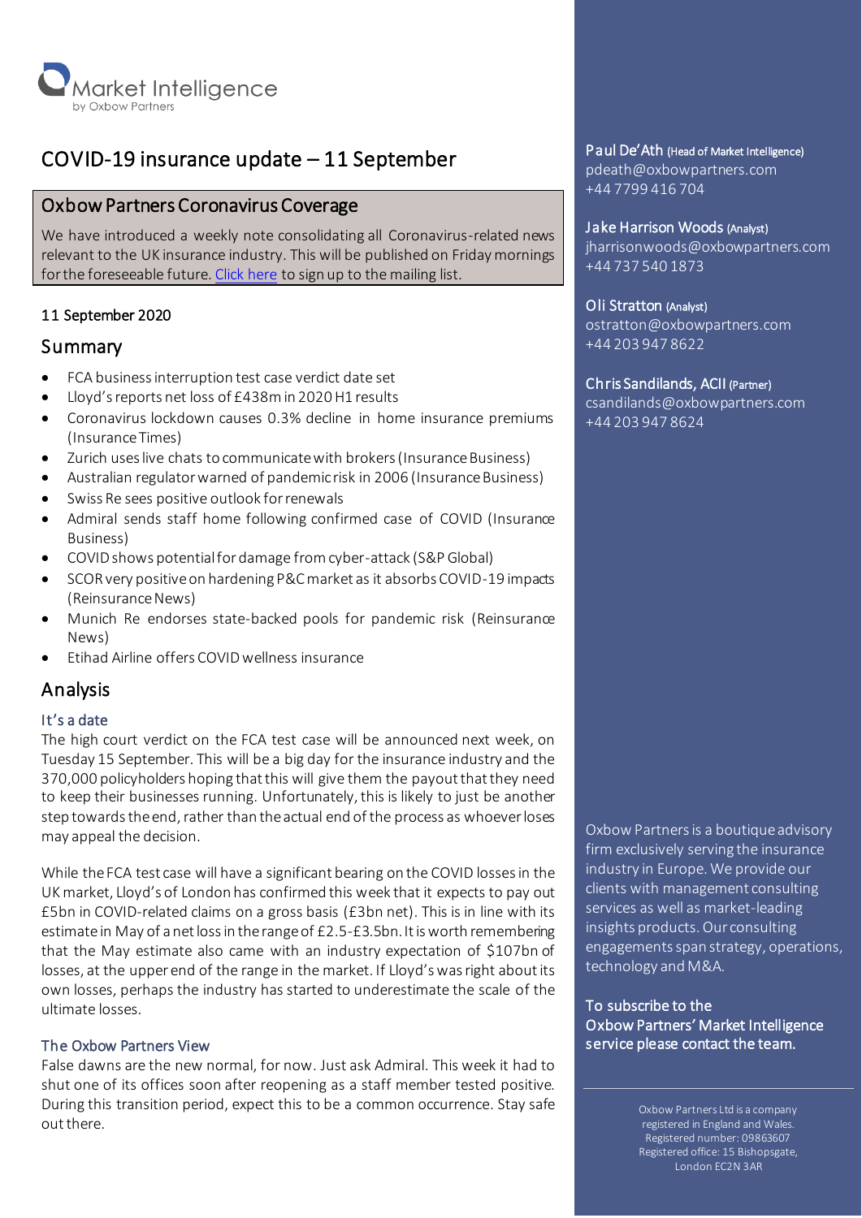Market Intelligence
by Oxbow Partners

# COVID-19 insurance update – 11 September

## Oxbow Partners Coronavirus Coverage

We have introduced a weekly note consolidating all Coronavirus-related news relevant to the UK insurance industry. This will be published on Friday mornings for the foreseeable future. Click here to sign up to the mailing list.

11 September 2020

## Summary

- FCA business interruption test case verdict date set
- Lloyd's reports net loss of £438m in 2020 H1 results
- Coronavirus lockdown causes 0.3% decline in home insurance premiums (Insurance Times)
- Zurich uses live chats to communicate with brokers (Insurance Business)
- Australian regulator warned of pandemic risk in 2006 (Insurance Business)
- Swiss Re sees positive outlook for renewals
- Admiral sends staff home following confirmed case of COVID (Insurance Business)
- COVID shows potential for damage from cyber-attack (S&P Global)
- SCOR very positive on hardening P&C market as it absorbs COVID-19 impacts (Reinsurance News)
- Munich Re endorses state-backed pools for pandemic risk (Reinsurance News)
- Etihad Airline offers COVID wellness insurance

## Analysis

### It's a date

The high court verdict on the FCA test case will be announced next week, on Tuesday 15 September. This will be a big day for the insurance industry and the 370,000 policyholders hoping that this will give them the payout that they need to keep their businesses running. Unfortunately, this is likely to just be another step towards the end, rather than the actual end of the process as whoever loses may appeal the decision.

While the FCA test case will have a significant bearing on the COVID losses in the UK market, Lloyd's of London has confirmed this week that it expects to pay out £5bn in COVID-related claims on a gross basis (£3bn net). This is in line with its estimate in May of a net loss in the range of £2.5-£3.5bn. It is worth remembering that the May estimate also came with an industry expectation of $107bn of losses, at the upper end of the range in the market. If Lloyd's was right about its own losses, perhaps the industry has started to underestimate the scale of the ultimate losses.

### The Oxbow Partners View

False dawns are the new normal, for now. Just ask Admiral. This week it had to shut one of its offices soon after reopening as a staff member tested positive. During this transition period, expect this to be a common occurrence. Stay safe out there.

**Paul De'Ath** (Head of Market Intelligence)
pdeath@oxbowpartners.com
+44 7799 416 704

**Jake Harrison Woods** (Analyst)
jharrisonwoods@oxbowpartners.com
+44 737 540 1873

**Oli Stratton** (Analyst)
ostratton@oxbowpartners.com
+44 203 947 8622

**Chris Sandilands, ACII** (Partner)
csandilands@oxbowpartners.com
+44 203 947 8624

Oxbow Partners is a boutique advisory firm exclusively serving the insurance industry in Europe. We provide our clients with management consulting services as well as market-leading insights products. Our consulting engagements span strategy, operations, technology and M&A.

**To subscribe to the Oxbow Partners' Market Intelligence service please contact the team.**

Oxbow Partners Ltd is a company registered in England and Wales. Registered number: 09863607 Registered office: 15 Bishopsgate, London EC2N 3AR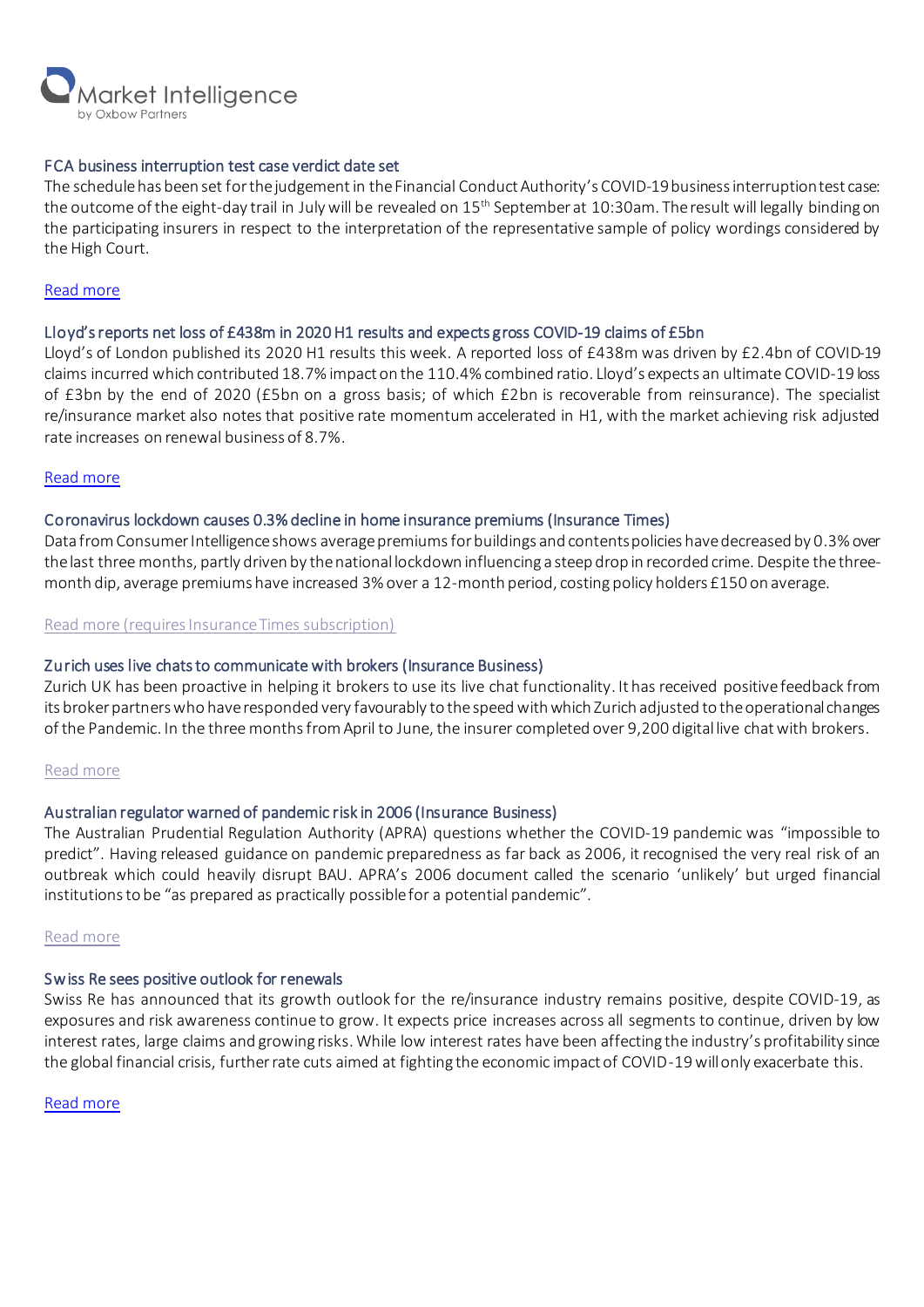### FCA business interruption test case verdict date set

The schedule has been set for the judgement in the Financial Conduct Authority's COVID-19 business interruption test case: the outcome of the eight-day trail in July will be revealed on 15th September at 10:30am. The result will legally binding on the participating insurers in respect to the interpretation of the representative sample of policy wordings considered by the High Court.

Read more

### Lloyd's reports net loss of £438m in 2020 H1 results and expects gross COVID-19 claims of £5bn

Lloyd's of London published its 2020 H1 results this week. A reported loss of £438m was driven by £2.4bn of COVID-19 claims incurred which contributed 18.7% impact on the 110.4% combined ratio. Lloyd's expects an ultimate COVID-19 loss of £3bn by the end of 2020 (£5bn on a gross basis; of which £2bn is recoverable from reinsurance). The specialist re/insurance market also notes that positive rate momentum accelerated in H1, with the market achieving risk adjusted rate increases on renewal business of 8.7%.

Read more

### Coronavirus lockdown causes 0.3% decline in home insurance premiums (Insurance Times)

Data from Consumer Intelligence shows average premiums for buildings and contents policies have decreased by 0.3% over the last three months, partly driven by the national lockdown influencing a steep drop in recorded crime. Despite the three-month dip, average premiums have increased 3% over a 12-month period, costing policy holders £150 on average.

Read more (requires Insurance Times subscription)

### Zurich uses live chats to communicate with brokers (Insurance Business)

Zurich UK has been proactive in helping it brokers to use its live chat functionality. It has received positive feedback from its broker partners who have responded very favourably to the speed with which Zurich adjusted to the operational changes of the Pandemic. In the three months from April to June, the insurer completed over 9,200 digital live chat with brokers.

Read more

### Australian regulator warned of pandemic risk in 2006 (Insurance Business)

The Australian Prudential Regulation Authority (APRA) questions whether the COVID-19 pandemic was "impossible to predict". Having released guidance on pandemic preparedness as far back as 2006, it recognised the very real risk of an outbreak which could heavily disrupt BAU. APRA's 2006 document called the scenario 'unlikely' but urged financial institutions to be "as prepared as practically possible for a potential pandemic".

Read more

### Swiss Re sees positive outlook for renewals

Swiss Re has announced that its growth outlook for the re/insurance industry remains positive, despite COVID-19, as exposures and risk awareness continue to grow. It expects price increases across all segments to continue, driven by low interest rates, large claims and growing risks. While low interest rates have been affecting the industry's profitability since the global financial crisis, further rate cuts aimed at fighting the economic impact of COVID-19 will only exacerbate this.

Read more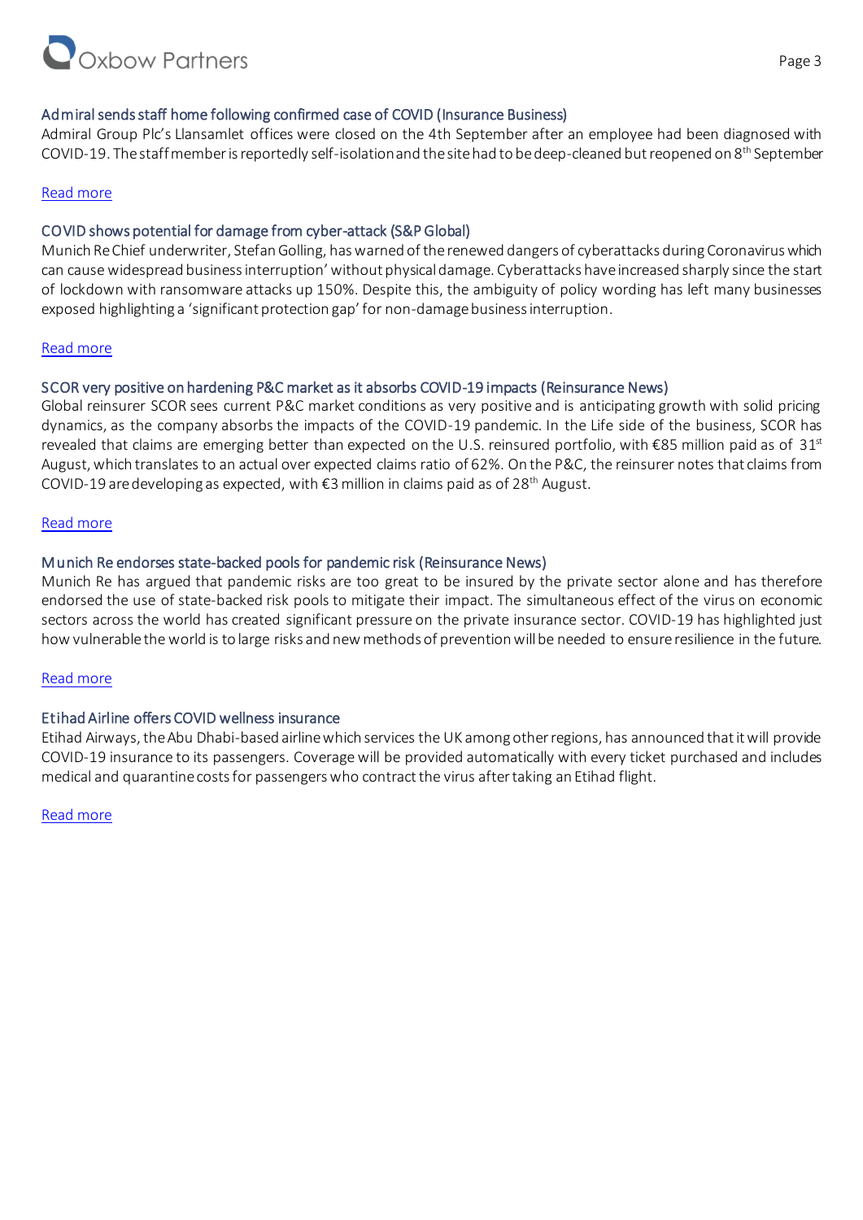### Admiral sends staff home following confirmed case of COVID (Insurance Business)

Admiral Group Plc's Llansamlet offices were closed on the 4th September after an employee had been diagnosed with COVID-19. The staff member is reportedly self-isolation and the site had to be deep-cleaned but reopened on 8th September

Read more

### COVID shows potential for damage from cyber-attack (S&P Global)

Munich Re Chief underwriter, Stefan Golling, has warned of the renewed dangers of cyberattacks during Coronavirus which can cause widespread business interruption' without physical damage. Cyberattacks have increased sharply since the start of lockdown with ransomware attacks up 150%. Despite this, the ambiguity of policy wording has left many businesses exposed highlighting a 'significant protection gap' for non-damage business interruption.

Read more

### SCOR very positive on hardening P&C market as it absorbs COVID-19 impacts (Reinsurance News)

Global reinsurer SCOR sees current P&C market conditions as very positive and is anticipating growth with solid pricing dynamics, as the company absorbs the impacts of the COVID-19 pandemic. In the Life side of the business, SCOR has revealed that claims are emerging better than expected on the U.S. reinsured portfolio, with €85 million paid as of 31st August, which translates to an actual over expected claims ratio of 62%. On the P&C, the reinsurer notes that claims from COVID-19 are developing as expected, with €3 million in claims paid as of 28th August.

Read more

### Munich Re endorses state-backed pools for pandemic risk (Reinsurance News)

Munich Re has argued that pandemic risks are too great to be insured by the private sector alone and has therefore endorsed the use of state-backed risk pools to mitigate their impact. The simultaneous effect of the virus on economic sectors across the world has created significant pressure on the private insurance sector. COVID-19 has highlighted just how vulnerable the world is to large risks and new methods of prevention will be needed to ensure resilience in the future.

Read more

### Etihad Airline offers COVID wellness insurance

Etihad Airways, the Abu Dhabi-based airline which services the UK among other regions, has announced that it will provide COVID-19 insurance to its passengers. Coverage will be provided automatically with every ticket purchased and includes medical and quarantine costs for passengers who contract the virus after taking an Etihad flight.

Read more